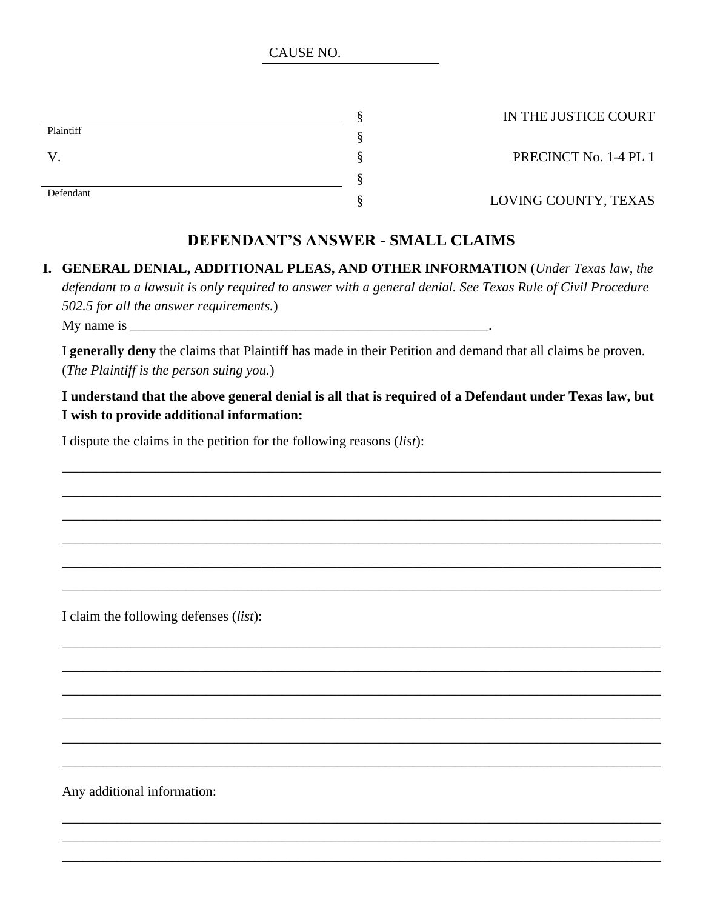CAUSE NO. ______________

| | | |
|---|---|---|
| ______________________________ | § | IN THE JUSTICE COURT |
| Plaintiff | § | |
| V. | § | PRECINCT No. 1-4 PL 1 |
| ______________________________ | § | |
| Defendant | § | LOVING COUNTY, TEXAS |

## DEFENDANT'S ANSWER - SMALL CLAIMS

**I. GENERAL DENIAL, ADDITIONAL PLEAS, AND OTHER INFORMATION** (*Under Texas law, the defendant to a lawsuit is only required to answer with a general denial. See Texas Rule of Civil Procedure 502.5 for all the answer requirements.*)

My name is _______________________________________________________.

I **generally deny** the claims that Plaintiff has made in their Petition and demand that all claims be proven. (*The Plaintiff is the person suing you.*)

**I understand that the above general denial is all that is required of a Defendant under Texas law, but I wish to provide additional information:**

I dispute the claims in the petition for the following reasons (*list*):

______________________________________________________________________________

______________________________________________________________________________

______________________________________________________________________________

______________________________________________________________________________

______________________________________________________________________________

______________________________________________________________________________

I claim the following defenses (*list*):

______________________________________________________________________________

______________________________________________________________________________

______________________________________________________________________________

______________________________________________________________________________

______________________________________________________________________________

______________________________________________________________________________

Any additional information:

______________________________________________________________________________

______________________________________________________________________________

______________________________________________________________________________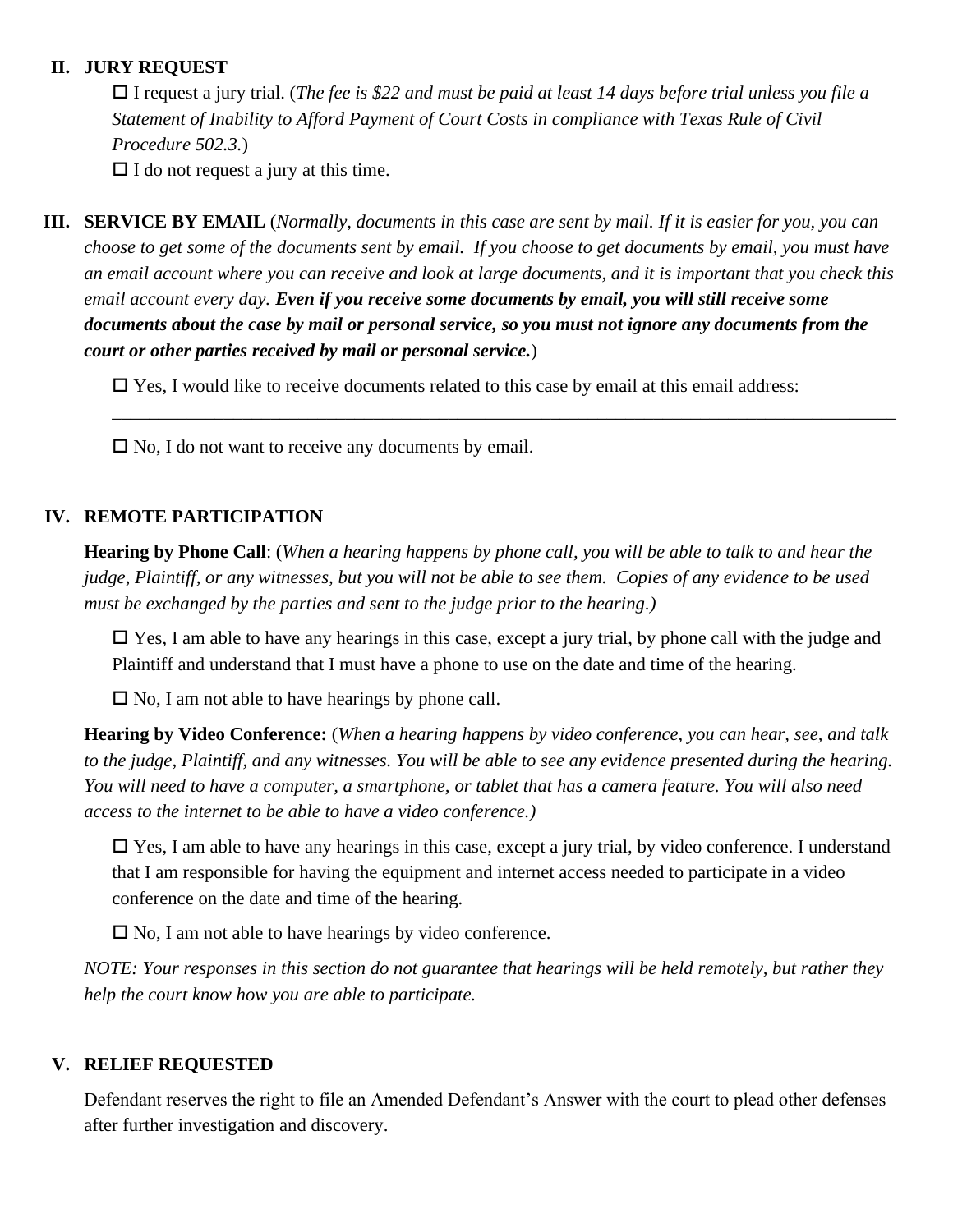## II. JURY REQUEST

☐ I request a jury trial. (*The fee is $22 and must be paid at least 14 days before trial unless you file a Statement of Inability to Afford Payment of Court Costs in compliance with Texas Rule of Civil Procedure 502.3.*)

☐ I do not request a jury at this time.

## III. SERVICE BY EMAIL

(*Normally, documents in this case are sent by mail. If it is easier for you, you can choose to get some of the documents sent by email. If you choose to get documents by email, you must have an email account where you can receive and look at large documents, and it is important that you check this email account every day.* ***Even if you receive some documents by email, you will still receive some documents about the case by mail or personal service, so you must not ignore any documents from the court or other parties received by mail or personal service.***)

☐ Yes, I would like to receive documents related to this case by email at this email address:

\_\_\_\_\_\_\_\_\_\_\_\_\_\_\_\_\_\_\_\_\_\_\_\_\_\_\_\_\_\_\_\_\_\_\_\_\_\_\_\_\_\_\_\_\_\_\_\_\_\_\_\_\_\_\_\_\_\_\_\_\_\_\_\_\_\_\_\_\_\_\_\_

☐ No, I do not want to receive any documents by email.

## IV. REMOTE PARTICIPATION

**Hearing by Phone Call**: (*When a hearing happens by phone call, you will be able to talk to and hear the judge, Plaintiff, or any witnesses, but you will not be able to see them. Copies of any evidence to be used must be exchanged by the parties and sent to the judge prior to the hearing.)*

☐ Yes, I am able to have any hearings in this case, except a jury trial, by phone call with the judge and Plaintiff and understand that I must have a phone to use on the date and time of the hearing.

☐ No, I am not able to have hearings by phone call.

**Hearing by Video Conference:** (*When a hearing happens by video conference, you can hear, see, and talk to the judge, Plaintiff, and any witnesses. You will be able to see any evidence presented during the hearing. You will need to have a computer, a smartphone, or tablet that has a camera feature. You will also need access to the internet to be able to have a video conference.)*

☐ Yes, I am able to have any hearings in this case, except a jury trial, by video conference. I understand that I am responsible for having the equipment and internet access needed to participate in a video conference on the date and time of the hearing.

☐ No, I am not able to have hearings by video conference.

*NOTE: Your responses in this section do not guarantee that hearings will be held remotely, but rather they help the court know how you are able to participate.*

## V. RELIEF REQUESTED

Defendant reserves the right to file an Amended Defendant's Answer with the court to plead other defenses after further investigation and discovery.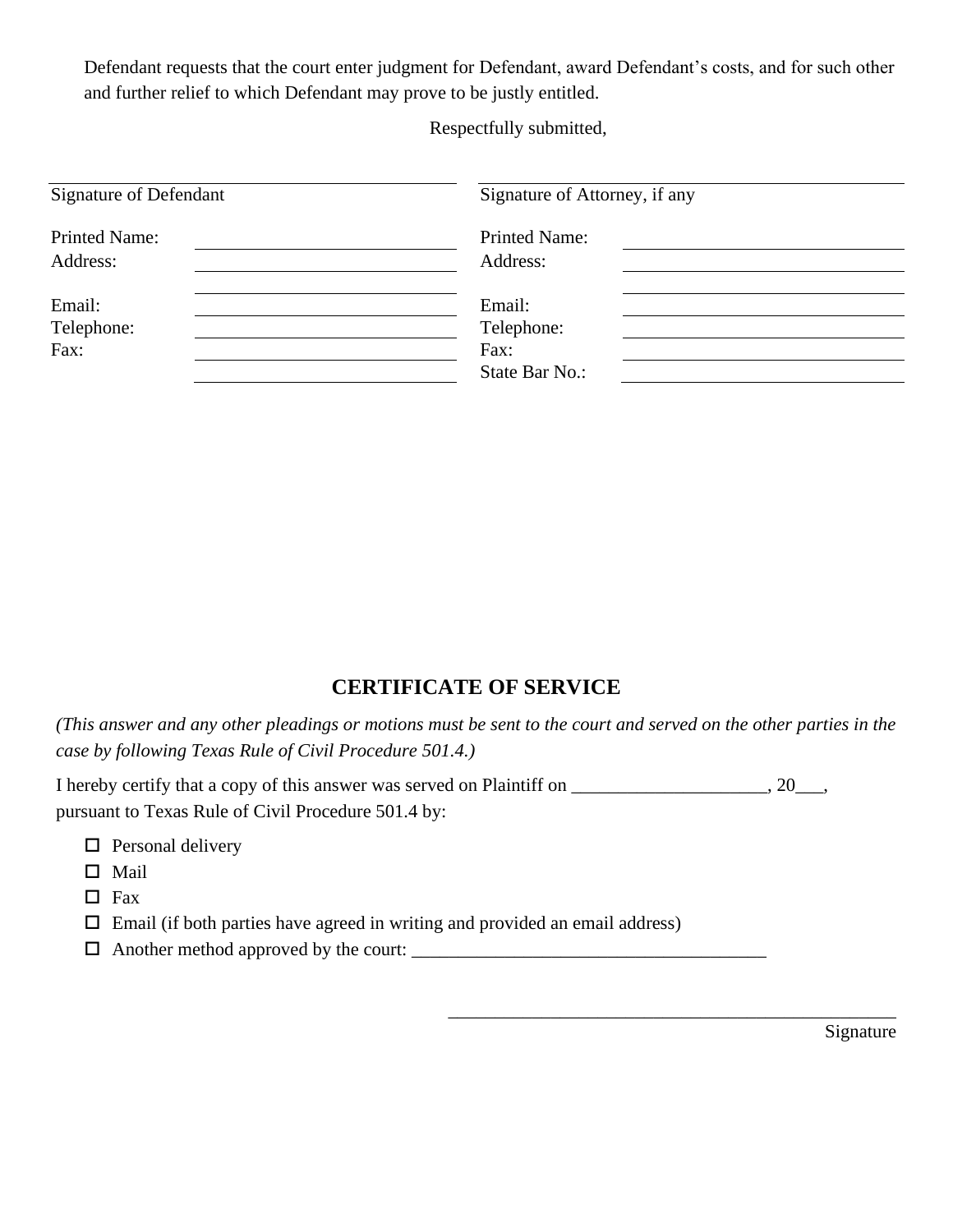Defendant requests that the court enter judgment for Defendant, award Defendant's costs, and for such other and further relief to which Defendant may prove to be justly entitled.

Respectfully submitted,

| | |
|---|---|
| ______________________________ | ______________________________ |
| Signature of Defendant | Signature of Attorney, if any |
| Printed Name: ____________________ | Printed Name: ____________________ |
| Address: ____________________ | Address: ____________________ |
| ____________________ | ____________________ |
| Email: ____________________ | Email: ____________________ |
| Telephone: ____________________ | Telephone: ____________________ |
| Fax: ____________________ | Fax: ____________________ |
| ____________________ | State Bar No.: ____________________ |

## CERTIFICATE OF SERVICE

*(This answer and any other pleadings or motions must be sent to the court and served on the other parties in the case by following Texas Rule of Civil Procedure 501.4.)*

I hereby certify that a copy of this answer was served on Plaintiff on ____________________, 20___, pursuant to Texas Rule of Civil Procedure 501.4 by:

- ☐ Personal delivery
- ☐ Mail
- ☐ Fax
- ☐ Email (if both parties have agreed in writing and provided an email address)
- ☐ Another method approved by the court: ______________________________________

______________________________________________

Signature